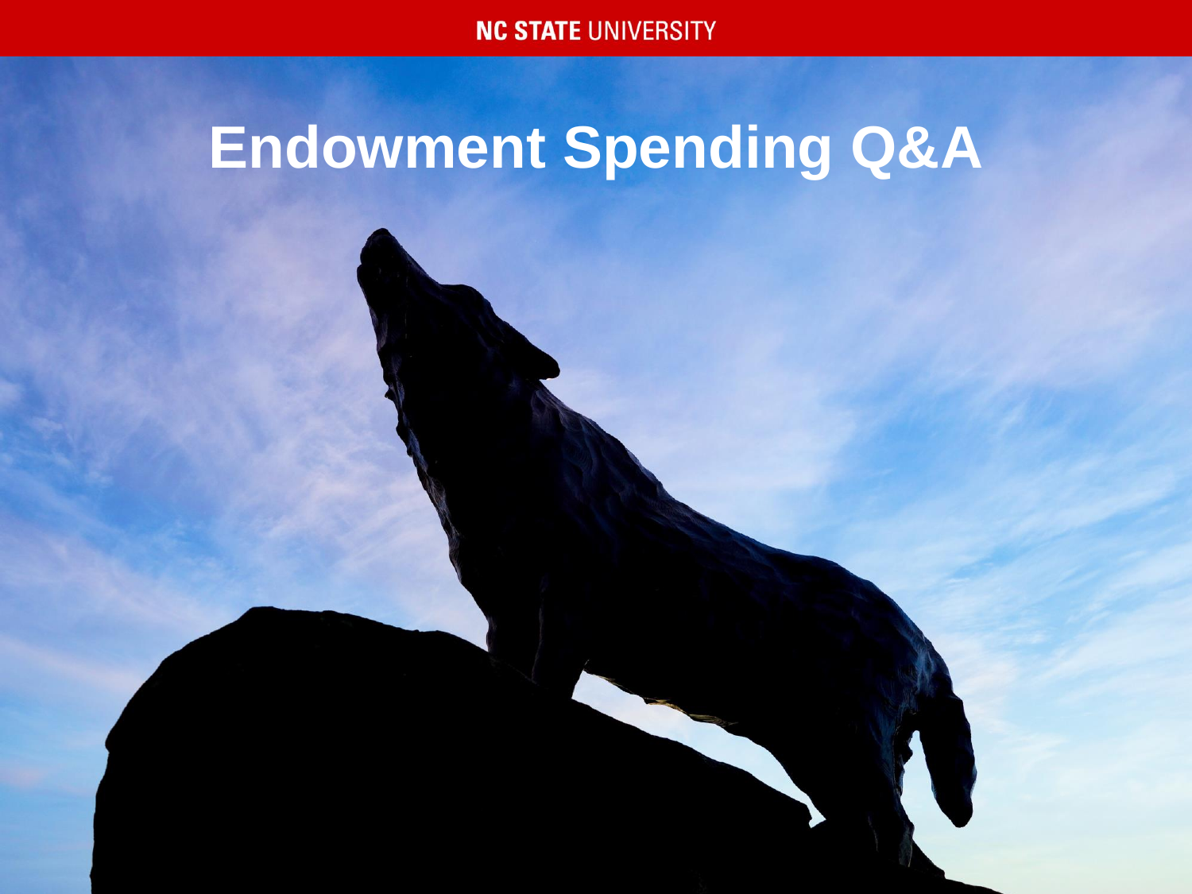# Endowment Spending Q&A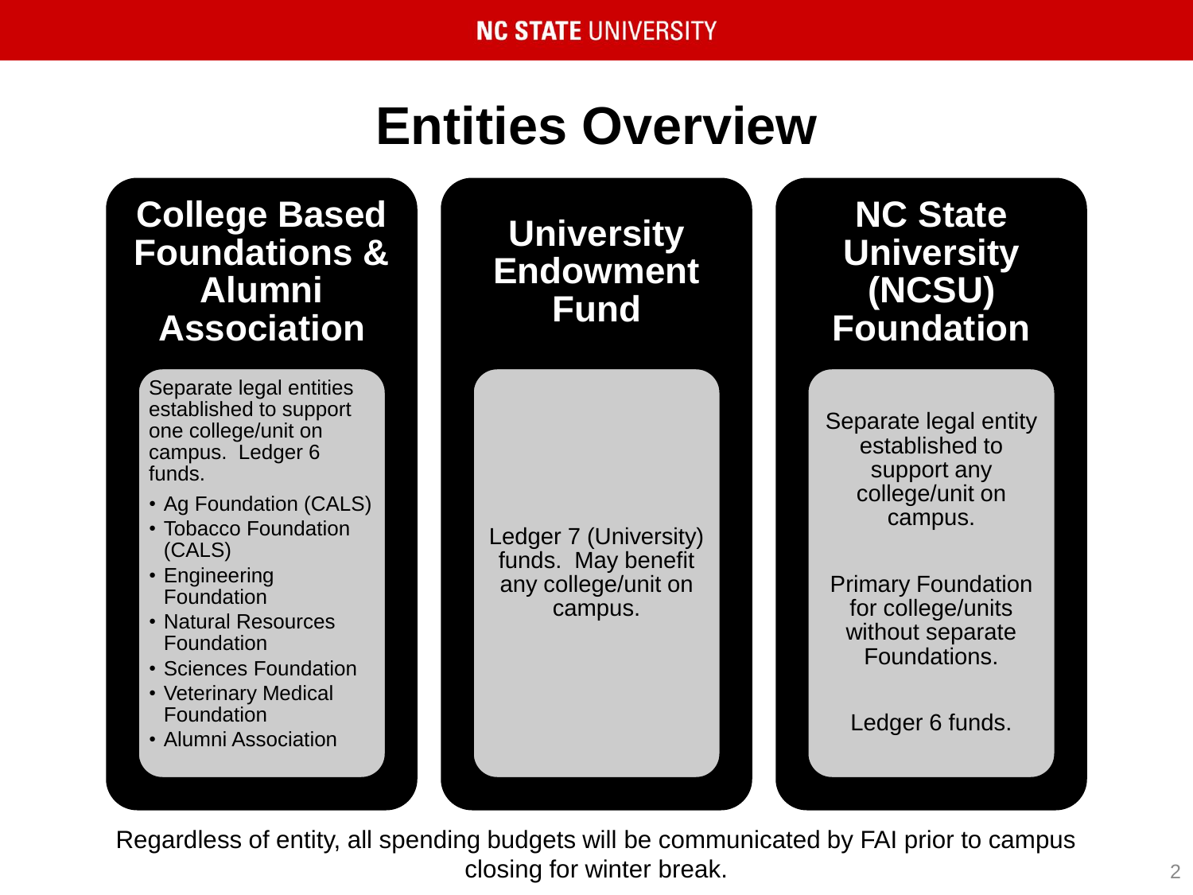# Entities Overview

## College Based Foundations & Alumni Association

Separate legal entities established to support one college/unit on campus. Ledger 6 funds.

- Ag Foundation (CALS)
- Tobacco Foundation (CALS)
- Engineering Foundation
- Natural Resources Foundation
- Sciences Foundation
- Veterinary Medical Foundation
- Alumni Association

## University Endowment Fund

Ledger 7 (University) funds. May benefit any college/unit on campus.

## NC State University (NCSU) Foundation

Separate legal entity established to support any college/unit on campus.

Primary Foundation for college/units without separate Foundations.

Ledger 6 funds.

Regardless of entity, all spending budgets will be communicated by FAI prior to campus closing for winter break.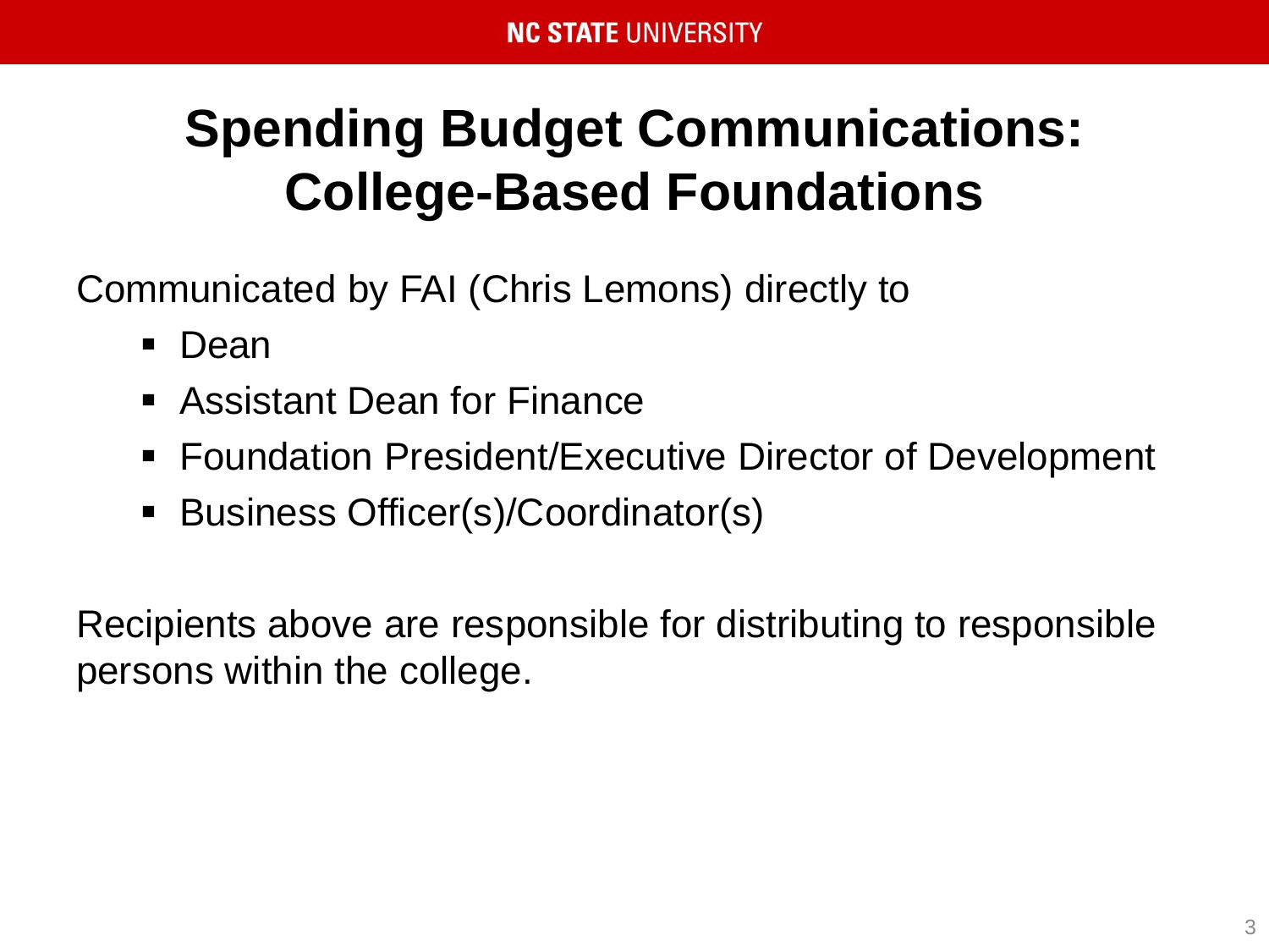# Spending Budget Communications: College-Based Foundations

Communicated by FAI (Chris Lemons) directly to

- Dean
- Assistant Dean for Finance
- Foundation President/Executive Director of Development
- Business Officer(s)/Coordinator(s)

Recipients above are responsible for distributing to responsible persons within the college.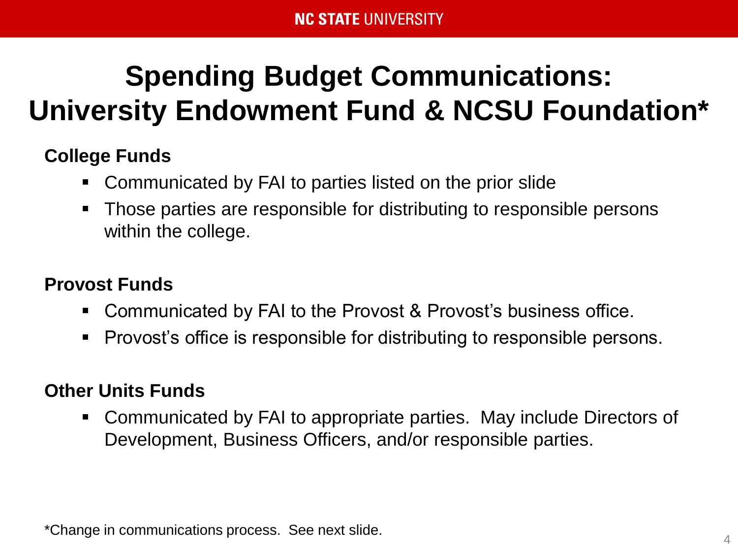# Spending Budget Communications: University Endowment Fund & NCSU Foundation*

**College Funds**

- Communicated by FAI to parties listed on the prior slide
- Those parties are responsible for distributing to responsible persons within the college.

**Provost Funds**

- Communicated by FAI to the Provost & Provost's business office.
- Provost's office is responsible for distributing to responsible persons.

**Other Units Funds**

- Communicated by FAI to appropriate parties. May include Directors of Development, Business Officers, and/or responsible parties.

*Change in communications process. See next slide.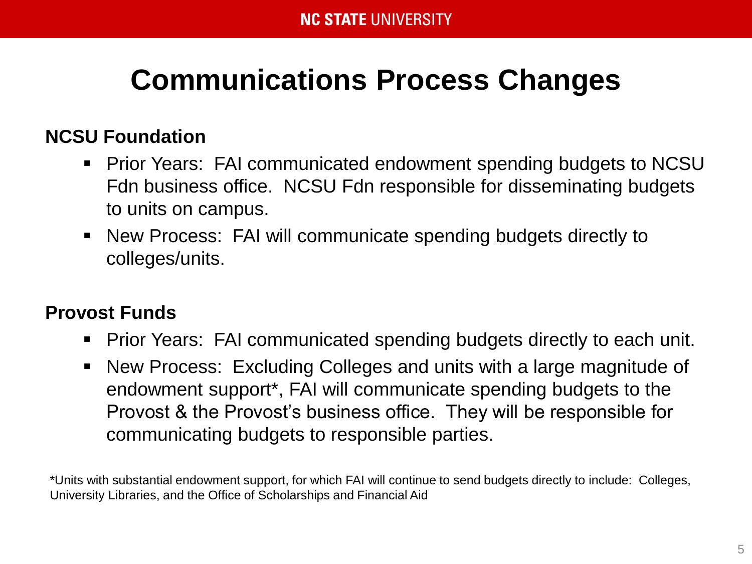# Communications Process Changes

**NCSU Foundation**

- Prior Years: FAI communicated endowment spending budgets to NCSU Fdn business office. NCSU Fdn responsible for disseminating budgets to units on campus.
- New Process: FAI will communicate spending budgets directly to colleges/units.

**Provost Funds**

- Prior Years: FAI communicated spending budgets directly to each unit.
- New Process: Excluding Colleges and units with a large magnitude of endowment support*, FAI will communicate spending budgets to the Provost & the Provost's business office. They will be responsible for communicating budgets to responsible parties.

*Units with substantial endowment support, for which FAI will continue to send budgets directly to include: Colleges, University Libraries, and the Office of Scholarships and Financial Aid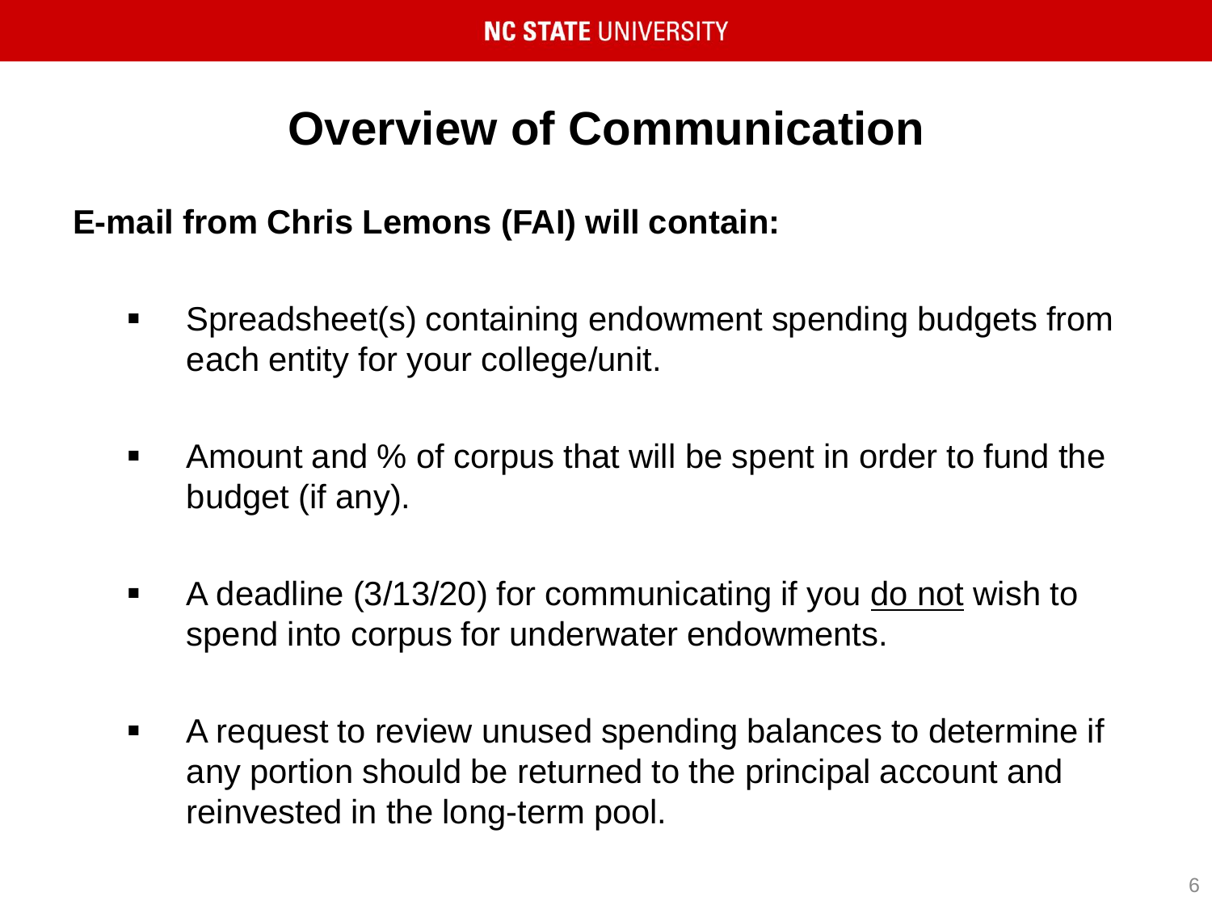# Overview of Communication

**E-mail from Chris Lemons (FAI) will contain:**

- Spreadsheet(s) containing endowment spending budgets from each entity for your college/unit.
- Amount and % of corpus that will be spent in order to fund the budget (if any).
- A deadline (3/13/20) for communicating if you do not wish to spend into corpus for underwater endowments.
- A request to review unused spending balances to determine if any portion should be returned to the principal account and reinvested in the long-term pool.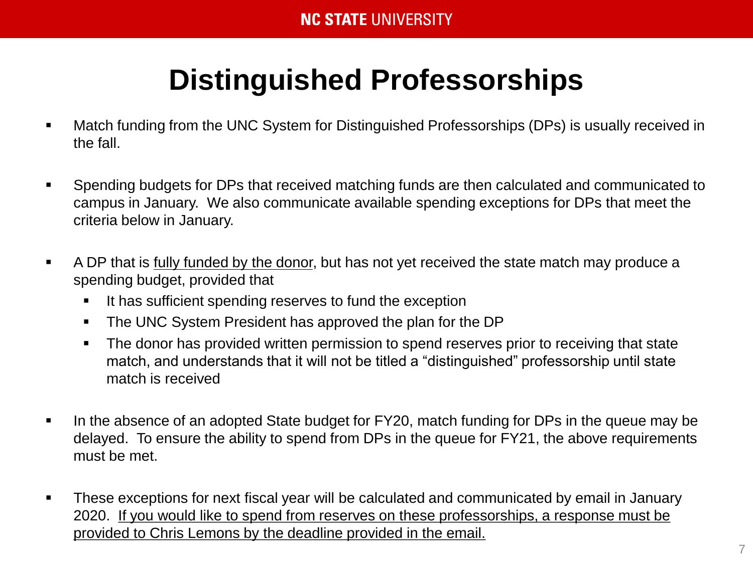# Distinguished Professorships

- Match funding from the UNC System for Distinguished Professorships (DPs) is usually received in the fall.

- Spending budgets for DPs that received matching funds are then calculated and communicated to campus in January. We also communicate available spending exceptions for DPs that meet the criteria below in January.

- A DP that is <u>fully funded by the donor</u>, but has not yet received the state match may produce a spending budget, provided that
  - It has sufficient spending reserves to fund the exception
  - The UNC System President has approved the plan for the DP
  - The donor has provided written permission to spend reserves prior to receiving that state match, and understands that it will not be titled a "distinguished" professorship until state match is received

- In the absence of an adopted State budget for FY20, match funding for DPs in the queue may be delayed. To ensure the ability to spend from DPs in the queue for FY21, the above requirements must be met.

- These exceptions for next fiscal year will be calculated and communicated by email in January 2020. <u>If you would like to spend from reserves on these professorships, a response must be provided to Chris Lemons by the deadline provided in the email.</u>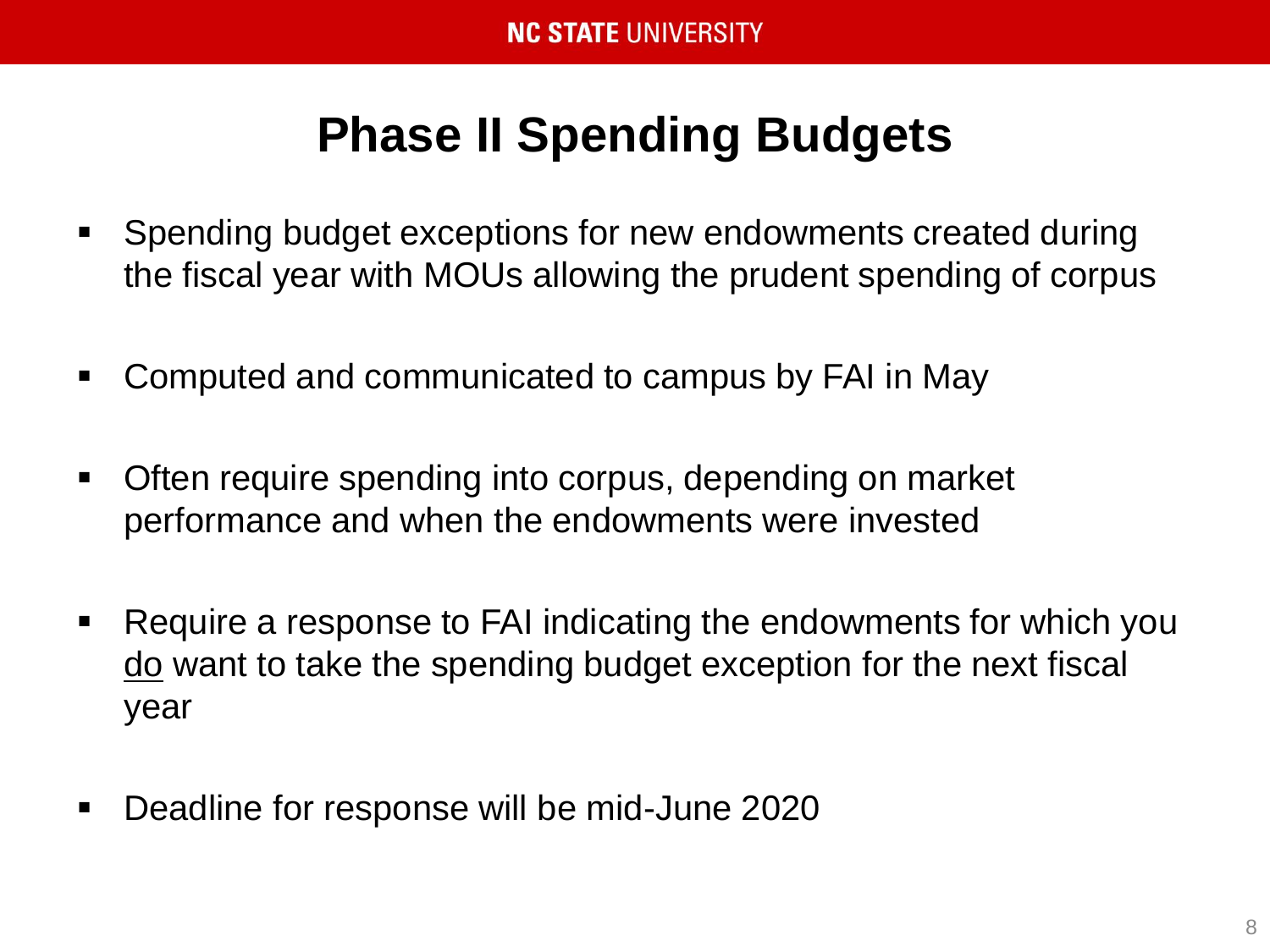# Phase II Spending Budgets

- Spending budget exceptions for new endowments created during the fiscal year with MOUs allowing the prudent spending of corpus
- Computed and communicated to campus by FAI in May
- Often require spending into corpus, depending on market performance and when the endowments were invested
- Require a response to FAI indicating the endowments for which you <u>do</u> want to take the spending budget exception for the next fiscal year
- Deadline for response will be mid-June 2020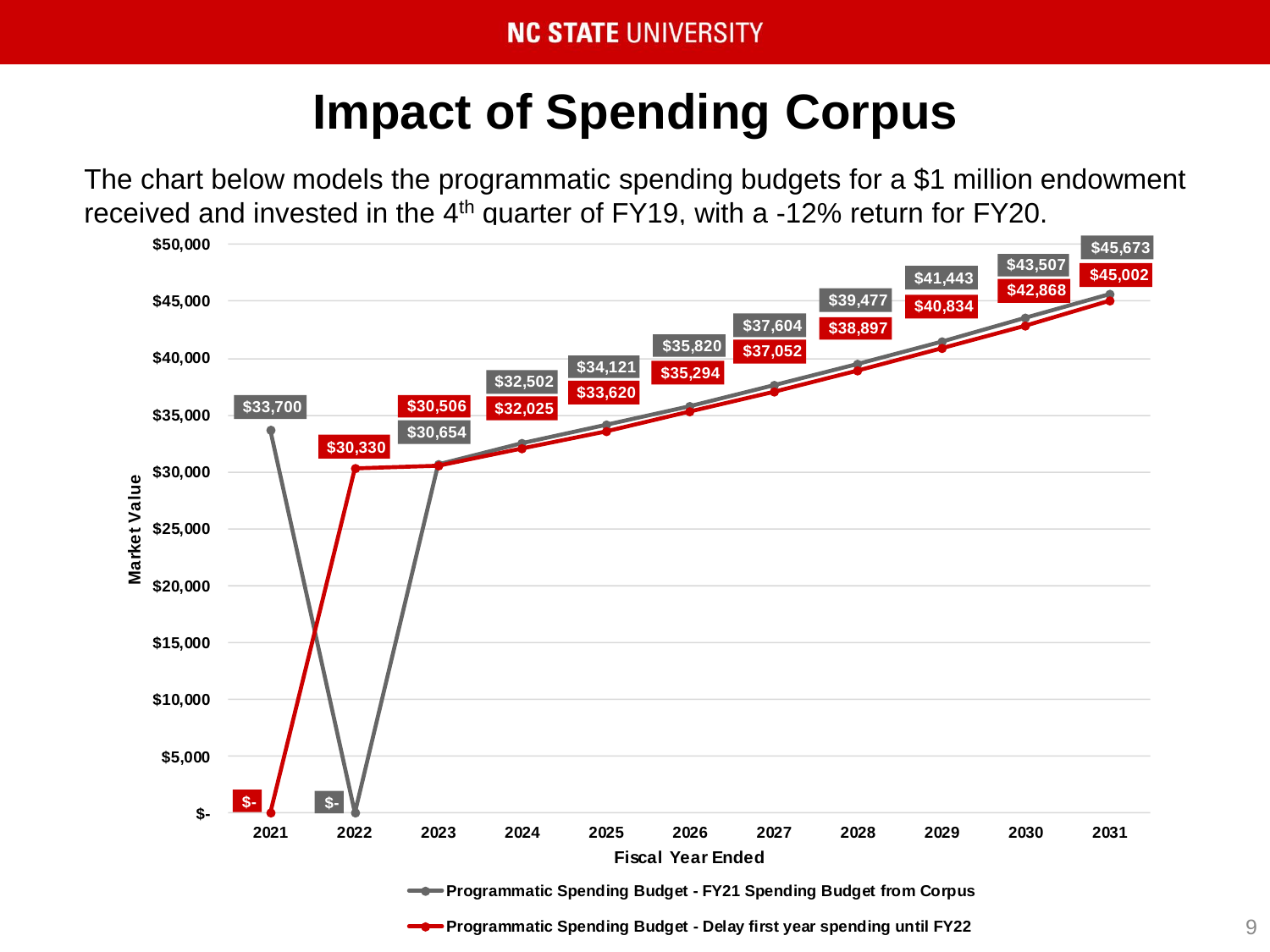# Impact of Spending Corpus

The chart below models the programmatic spending budgets for a $1 million endowment received and invested in the 4th quarter of FY19, with a -12% return for FY20.

| Fiscal Year Ended | Programmatic Spending Budget - FY21 Spending Budget from Corpus | Programmatic Spending Budget - Delay first year spending until FY22 |
|---|---|---|
| 2021 | $33,700 | $- |
| 2022 | $- | $30,330 |
| 2023 | $30,654 | $30,506 |
| 2024 | $32,502 | $32,025 |
| 2025 | $34,121 | $33,620 |
| 2026 | $35,820 | $35,294 |
| 2027 | $37,604 | $37,052 |
| 2028 | $39,477 | $38,897 |
| 2029 | $41,443 | $40,834 |
| 2030 | $43,507 | $42,868 |
| 2031 | $45,673 | $45,002 |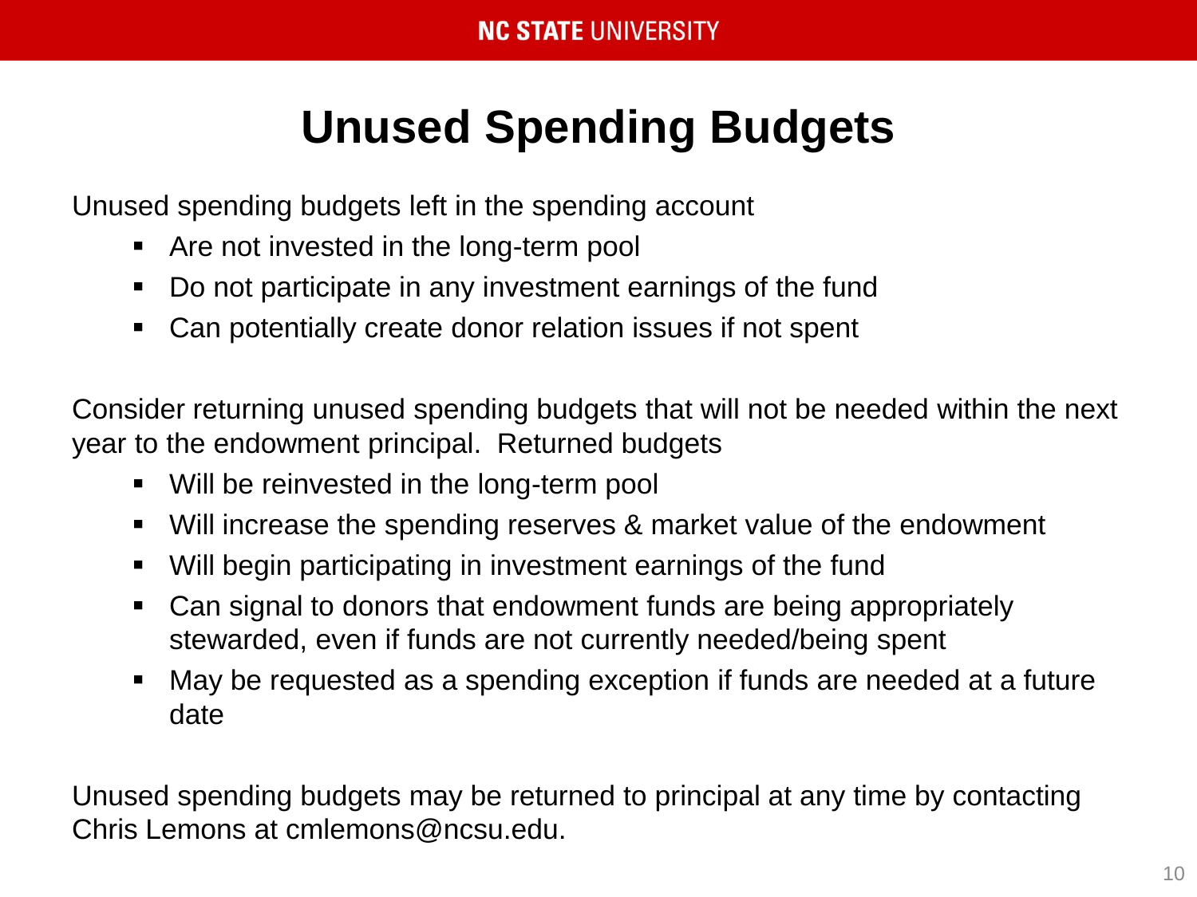# Unused Spending Budgets

Unused spending budgets left in the spending account

- Are not invested in the long-term pool
- Do not participate in any investment earnings of the fund
- Can potentially create donor relation issues if not spent

Consider returning unused spending budgets that will not be needed within the next year to the endowment principal. Returned budgets

- Will be reinvested in the long-term pool
- Will increase the spending reserves & market value of the endowment
- Will begin participating in investment earnings of the fund
- Can signal to donors that endowment funds are being appropriately stewarded, even if funds are not currently needed/being spent
- May be requested as a spending exception if funds are needed at a future date

Unused spending budgets may be returned to principal at any time by contacting Chris Lemons at cmlemons@ncsu.edu.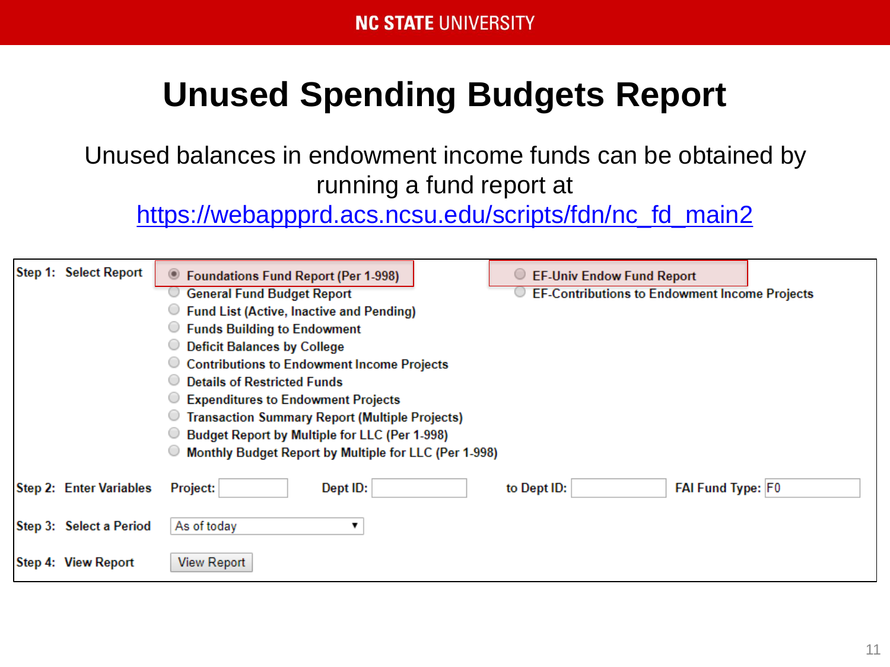# Unused Spending Budgets Report

Unused balances in endowment income funds can be obtained by running a fund report at [https://webappprd.acs.ncsu.edu/scripts/fdn/nc_fd_main2](https://webappprd.acs.ncsu.edu/scripts/fdn/nc_fd_main2)

**Step 1: Select Report**

- (●) Foundations Fund Report (Per 1-998)
- ( ) General Fund Budget Report
- ( ) Fund List (Active, Inactive and Pending)
- ( ) Funds Building to Endowment
- ( ) Deficit Balances by College
- ( ) Contributions to Endowment Income Projects
- ( ) Details of Restricted Funds
- ( ) Expenditures to Endowment Projects
- ( ) Transaction Summary Report (Multiple Projects)
- ( ) Budget Report by Multiple for LLC (Per 1-998)
- ( ) Monthly Budget Report by Multiple for LLC (Per 1-998)
- ( ) EF-Univ Endow Fund Report
- ( ) EF-Contributions to Endowment Income Projects

**Step 2: Enter Variables** — Project: ____ Dept ID: ____ to Dept ID: ____ FAI Fund Type: F0

**Step 3: Select a Period** — As of today

**Step 4: View Report** — [View Report]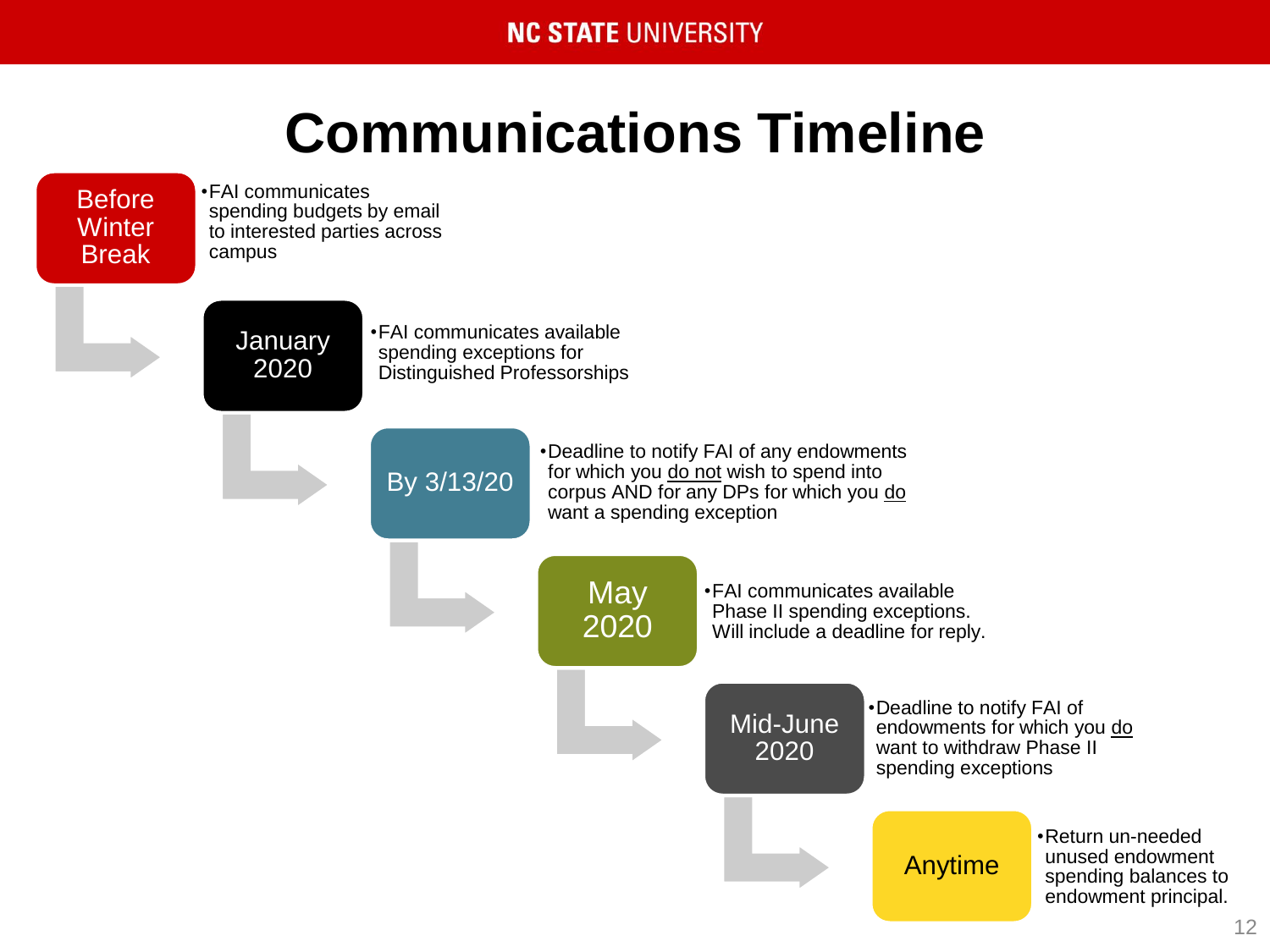# Communications Timeline

**Before Winter Break**

- FAI communicates spending budgets by email to interested parties across campus

**January 2020**

- FAI communicates available spending exceptions for Distinguished Professorships

**By 3/13/20**

- Deadline to notify FAI of any endowments for which you do not wish to spend into corpus AND for any DPs for which you do want a spending exception

**May 2020**

- FAI communicates available Phase II spending exceptions. Will include a deadline for reply.

**Mid-June 2020**

- Deadline to notify FAI of endowments for which you do want to withdraw Phase II spending exceptions

**Anytime**

- Return un-needed unused endowment spending balances to endowment principal.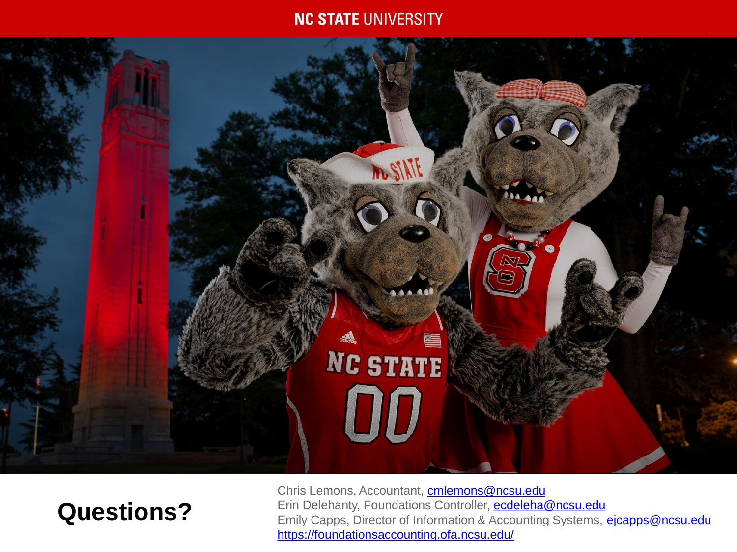# Questions?

Chris Lemons, Accountant, cmlemons@ncsu.edu
Erin Delehanty, Foundations Controller, ecdeleha@ncsu.edu
Emily Capps, Director of Information & Accounting Systems, ejcapps@ncsu.edu
https://foundationsaccounting.ofa.ncsu.edu/